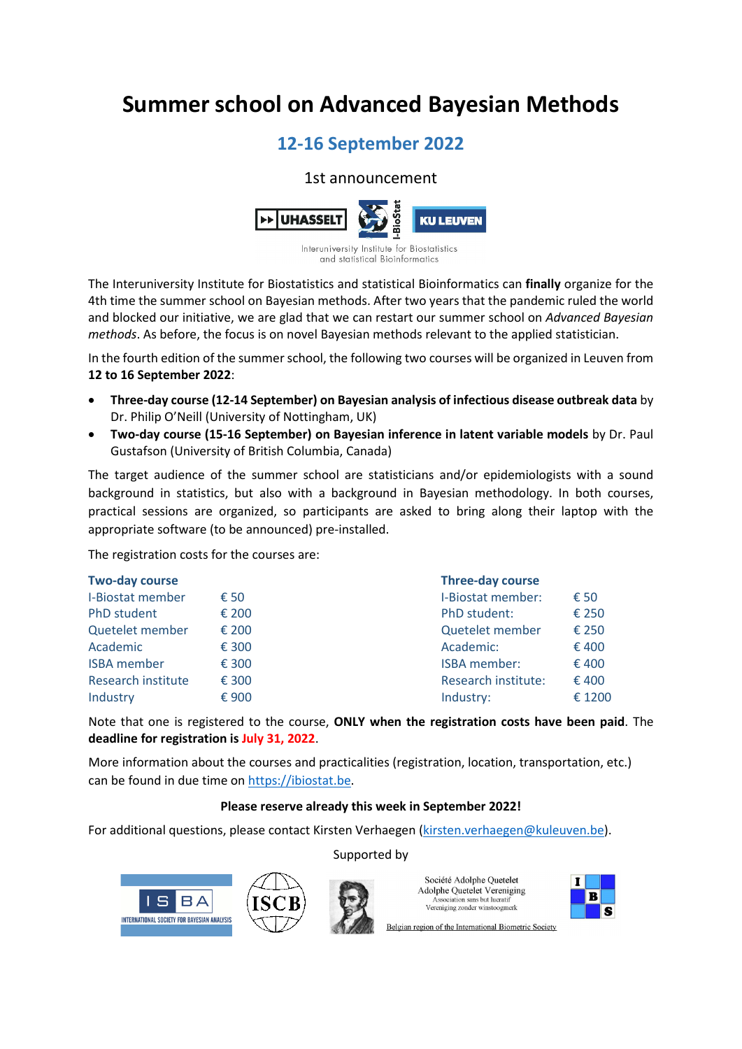# Summer school on Advanced Bayesian Methods

## 12-16 September 2022

1st announcement

Interuniversity Institute for Biostatistics and statistical Bioinformatics

The Interuniversity Institute for Biostatistics and statistical Bioinformatics can **finally** organize for the 4th time the summer school on Bayesian methods. After two years that the pandemic ruled the world and blocked our initiative, we are glad that we can restart our summer school on *Advanced Bayesian methods*. As before, the focus is on novel Bayesian methods relevant to the applied statistician.

In the fourth edition of the summer school, the following two courses will be organized in Leuven from **12 to 16 September 2022**:

- **Three-day course (12-14 September) on Bayesian analysis of infectious disease outbreak data** by Dr. Philip O'Neill (University of Nottingham, UK)
- **Two-day course (15-16 September) on Bayesian inference in latent variable models** by Dr. Paul Gustafson (University of British Columbia, Canada)

The target audience of the summer school are statisticians and/or epidemiologists with a sound background in statistics, but also with a background in Bayesian methodology. In both courses, practical sessions are organized, so participants are asked to bring along their laptop with the appropriate software (to be announced) pre-installed.

The registration costs for the courses are:

| **Two-day course** | |
|---|---|
| I-Biostat member | € 50 |
| PhD student | € 200 |
| Quetelet member | € 200 |
| Academic | € 300 |
| ISBA member | € 300 |
| Research institute | € 300 |
| Industry | € 900 |

| **Three-day course** | |
|---|---|
| I-Biostat member: | € 50 |
| PhD student: | € 250 |
| Quetelet member | € 250 |
| Academic: | € 400 |
| ISBA member: | € 400 |
| Research institute: | € 400 |
| Industry: | € 1200 |

Note that one is registered to the course, **ONLY when the registration costs have been paid**. The **deadline for registration is July 31, 2022**.

More information about the courses and practicalities (registration, location, transportation, etc.) can be found in due time on https://ibiostat.be.

**Please reserve already this week in September 2022!**

For additional questions, please contact Kirsten Verhaegen (kirsten.verhaegen@kuleuven.be).

Supported by

Société Adolphe Quetelet
Adolphe Quetelet Vereniging
Association sans but lucratif
Vereniging zonder winstoogmerk
Belgian region of the International Biometric Society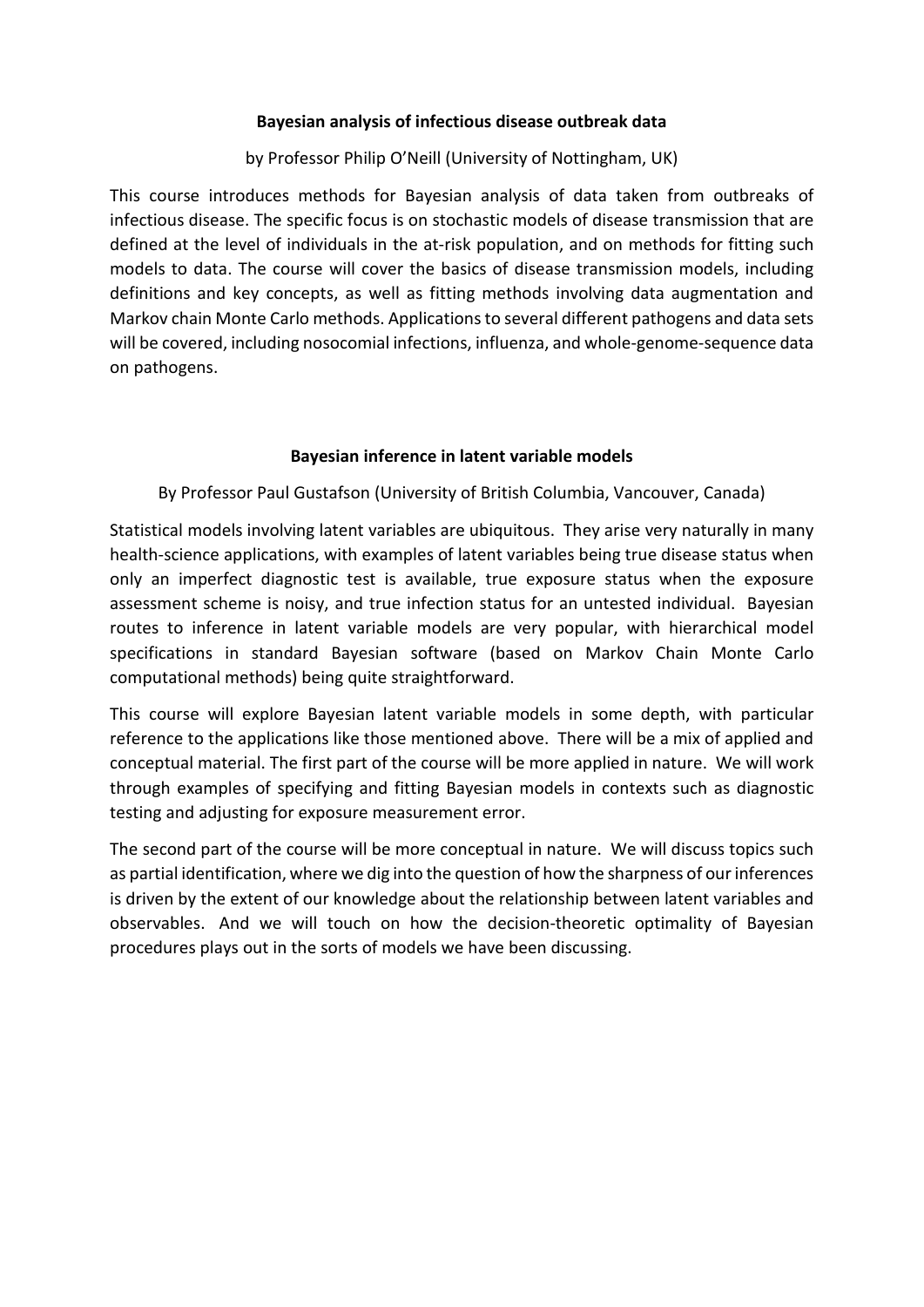## Bayesian analysis of infectious disease outbreak data

by Professor Philip O'Neill (University of Nottingham, UK)

This course introduces methods for Bayesian analysis of data taken from outbreaks of infectious disease. The specific focus is on stochastic models of disease transmission that are defined at the level of individuals in the at-risk population, and on methods for fitting such models to data. The course will cover the basics of disease transmission models, including definitions and key concepts, as well as fitting methods involving data augmentation and Markov chain Monte Carlo methods. Applications to several different pathogens and data sets will be covered, including nosocomial infections, influenza, and whole-genome-sequence data on pathogens.

## Bayesian inference in latent variable models

By Professor Paul Gustafson (University of British Columbia, Vancouver, Canada)

Statistical models involving latent variables are ubiquitous. They arise very naturally in many health-science applications, with examples of latent variables being true disease status when only an imperfect diagnostic test is available, true exposure status when the exposure assessment scheme is noisy, and true infection status for an untested individual. Bayesian routes to inference in latent variable models are very popular, with hierarchical model specifications in standard Bayesian software (based on Markov Chain Monte Carlo computational methods) being quite straightforward.

This course will explore Bayesian latent variable models in some depth, with particular reference to the applications like those mentioned above. There will be a mix of applied and conceptual material. The first part of the course will be more applied in nature. We will work through examples of specifying and fitting Bayesian models in contexts such as diagnostic testing and adjusting for exposure measurement error.

The second part of the course will be more conceptual in nature. We will discuss topics such as partial identification, where we dig into the question of how the sharpness of our inferences is driven by the extent of our knowledge about the relationship between latent variables and observables. And we will touch on how the decision-theoretic optimality of Bayesian procedures plays out in the sorts of models we have been discussing.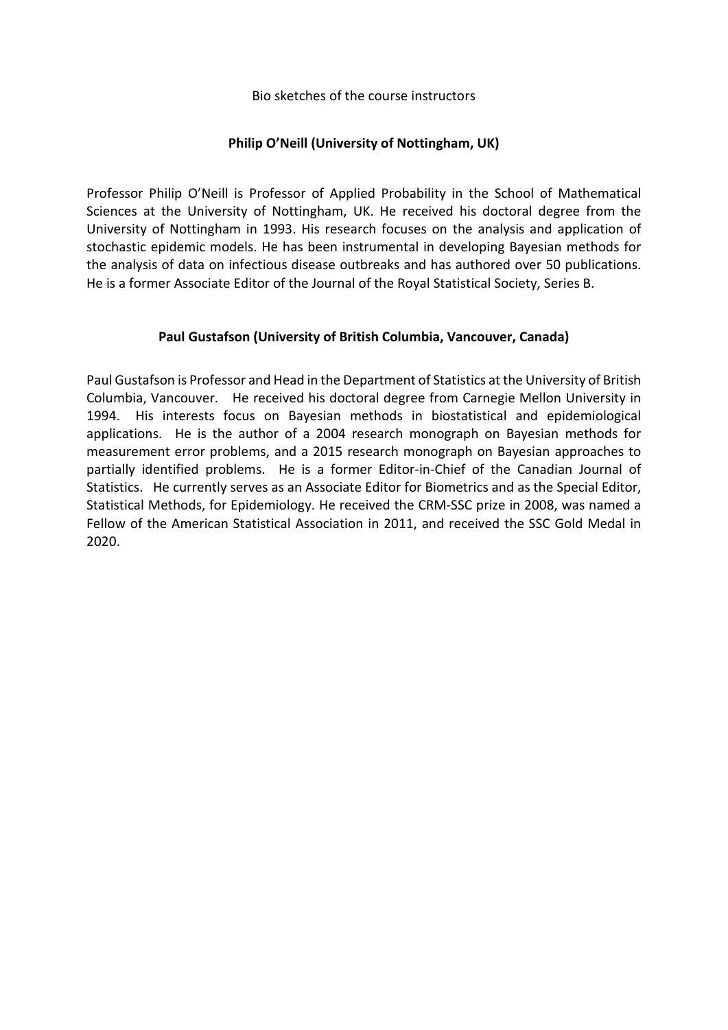Bio sketches of the course instructors

## Philip O'Neill (University of Nottingham, UK)

Professor Philip O'Neill is Professor of Applied Probability in the School of Mathematical Sciences at the University of Nottingham, UK. He received his doctoral degree from the University of Nottingham in 1993. His research focuses on the analysis and application of stochastic epidemic models. He has been instrumental in developing Bayesian methods for the analysis of data on infectious disease outbreaks and has authored over 50 publications. He is a former Associate Editor of the Journal of the Royal Statistical Society, Series B.

## Paul Gustafson (University of British Columbia, Vancouver, Canada)

Paul Gustafson is Professor and Head in the Department of Statistics at the University of British Columbia, Vancouver. He received his doctoral degree from Carnegie Mellon University in 1994. His interests focus on Bayesian methods in biostatistical and epidemiological applications. He is the author of a 2004 research monograph on Bayesian methods for measurement error problems, and a 2015 research monograph on Bayesian approaches to partially identified problems. He is a former Editor-in-Chief of the Canadian Journal of Statistics. He currently serves as an Associate Editor for Biometrics and as the Special Editor, Statistical Methods, for Epidemiology. He received the CRM-SSC prize in 2008, was named a Fellow of the American Statistical Association in 2011, and received the SSC Gold Medal in 2020.